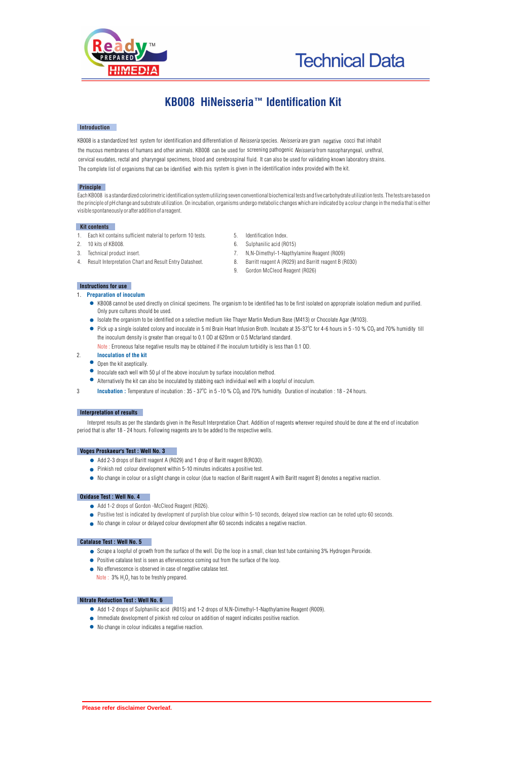Technical Data

# KB008 HiNeisseria™ Identification Kit

## Introduction

KB008 is a standardized test system for identification and differentiation of *Neisseria* species. *Neisseria* are gram negative cocci that inhabit the mucous membranes of humans and other animals. KB008 can be used for screening pathogenic *Neisseria* from nasopharyngeal, urethral, cervical exudates, rectal and pharyngeal specimens, blood and cerebrospinal fluid. It can also be used for validating known laboratory strains. The complete list of organisms that can be identified with this system is given in the identification index provided with the kit.

## Principle

Each KB008 is a standardized colorimetric identification system utilizing seven conventional biochemical tests and five carbohydrate utilization tests. The tests are based on the principle of pH change and substrate utilization. On incubation, organisms undergo metabolic changes which are indicated by a colour change in the media that is either visible spontaneously or after addition of a reagent.

## Kit contents

1. Each kit contains sufficient material to perform 10 tests.
2. 10 kits of KB008.
3. Technical product insert.
4. Result Interpretation Chart and Result Entry Datasheet.
5. Identification Index.
6. Sulphanilic acid (R015)
7. N,N-Dimethyl-1-Napthylamine Reagent (R009)
8. Barritt reagent A (R029) and Barritt reagent B (R030)
9. Gordon McCleod Reagent (R026)

## Instructions for use

1. **Preparation of inoculum**
   - KB008 cannot be used directly on clinical specimens. The organism to be identified has to be first isolated on appropriate isolation medium and purified. Only pure cultures should be used.
   - Isolate the organism to be identified on a selective medium like Thayer Martin Medium Base (M413) or Chocolate Agar (M103).
   - Pick up a single isolated colony and inoculate in 5 ml Brain Heart Infusion Broth. Incubate at 35-37°C for 4-6 hours in 5 -10 % $CO_2$ and 70% humidity till the inoculum density is greater than orequal to 0.1 OD at 620nm or 0.5 Mcfarland standard.

   Note : Erroneous false negative results may be obtained if the inoculum turbidity is less than 0.1 OD.
2. **Inoculation of the kit**
   - Open the kit aseptically.
   - Inoculate each well with 50 µl of the above inoculum by surface inoculation method.
   - Alternatively the kit can also be inoculated by stabbing each individual well with a loopful of inoculum.
3. **Incubation :** Temperature of incubation : 35 - 37°C in 5 -10 % $CO_2$ and 70% humidity. Duration of incubation : 18 - 24 hours.

## Interpretation of results

Interpret results as per the standards given in the Result Interpretation Chart. Addition of reagents wherever required should be done at the end of incubation period that is after 18 - 24 hours. Following reagents are to be added to the respective wells.

### Voges Proskaeur's Test : Well No. 3

- Add 2-3 drops of Baritt reagent A (R029) and 1 drop of Baritt reagent B(R030).
- Pinkish red colour development within 5-10 minutes indicates a positive test.
- No change in colour or a slight change in colour (due to reaction of Baritt reagent A with Baritt reagent B) denotes a negative reaction.

### Oxidase Test : Well No. 4

- Add 1-2 drops of Gordon -McCleod Reagent (R026).
- Positive test is indicated by development of purplish blue colour within 5-10 seconds, delayed slow reaction can be noted upto 60 seconds.
- No change in colour or delayed colour development after 60 seconds indicates a negative reaction.

### Catalase Test : Well No. 5

- Scrape a loopful of growth from the surface of the well. Dip the loop in a small, clean test tube containing 3% Hydrogen Peroxide.
- Positive catalase test is seen as effervescence coming out from the surface of the loop.
- No effervescence is observed in case of negative catalase test.

Note : 3% $H_2O_2$ has to be freshly prepared.

### Nitrate Reduction Test : Well No. 6

- Add 1-2 drops of Sulphanilic acid (R015) and 1-2 drops of N,N-Dimethyl-1-Napthylamine Reagent (R009).
- Immediate development of pinkish red colour on addition of reagent indicates positive reaction.
- No change in colour indicates a negative reaction.

Please refer disclaimer Overleaf.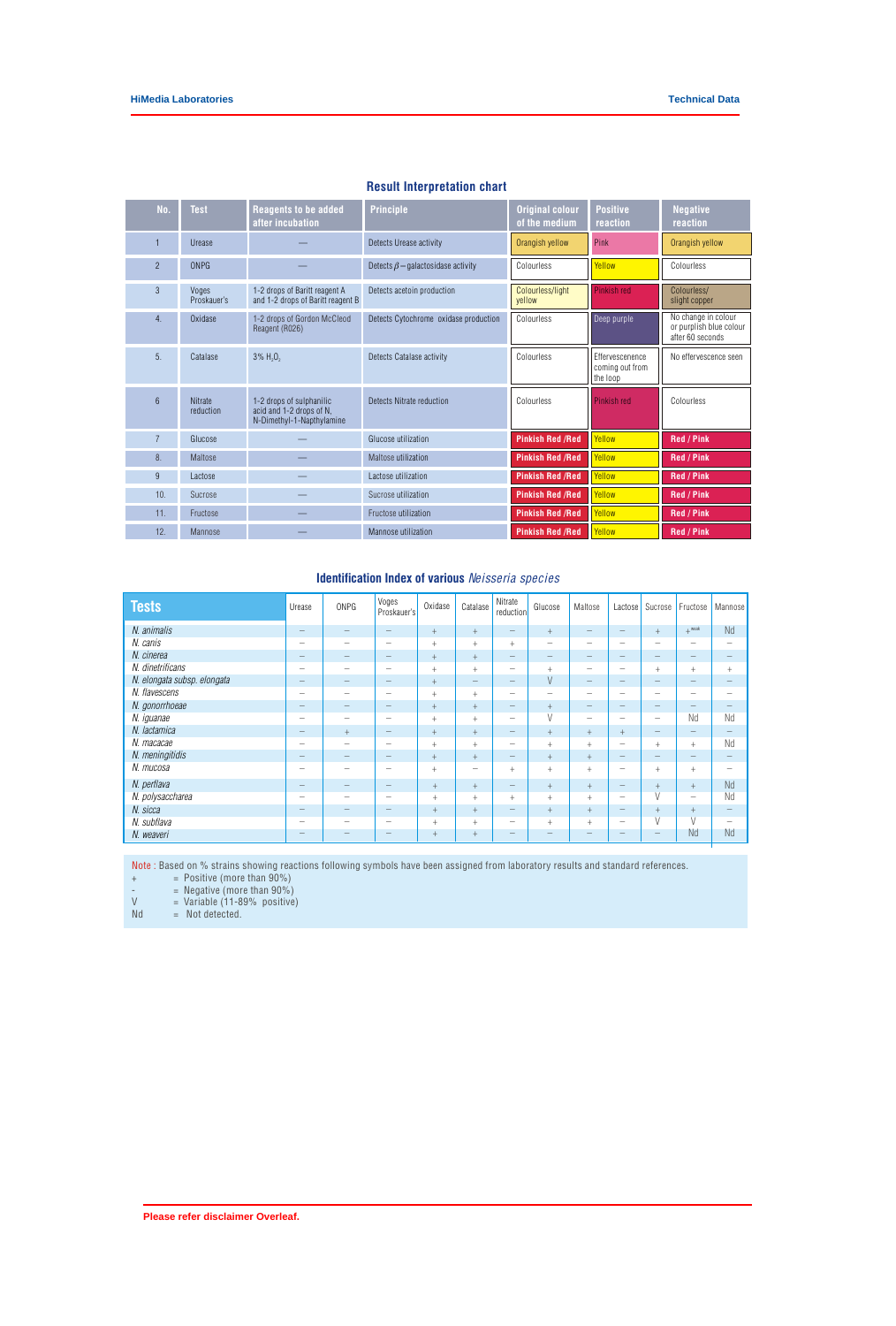## Result Interpretation chart

| No. | Test | Reagents to be added after incubation | Principle | Original colour of the medium | Positive reaction | Negative reaction |
|---|---|---|---|---|---|---|
| 1 | Urease | — | Detects Urease activity | Orangish yellow | Pink | Orangish yellow |
| 2 | ONPG | — | Detects $\beta$ – galactosidase activity | Colourless | Yellow | Colourless |
| 3 | Voges Proskauer's | 1-2 drops of Baritt reagent A and 1-2 drops of Baritt reagent B | Detects acetoin production | Colourless/light yellow | Pinkish red | Colourless/ slight copper |
| 4. | Oxidase | 1-2 drops of Gordon McCleod Reagent (R026) | Detects Cytochrome oxidase production | Colourless | Deep purple | No change in colour or purplish blue colour after 60 seconds |
| 5. | Catalase | 3% $H_2O_2$ | Detects Catalase activity | Colourless | Effervescence coming out from the loop | No effervescence seen |
| 6 | Nitrate reduction | 1-2 drops of sulphanilic acid and 1-2 drops of N, N-Dimethyl-1-Napthylamine | Detects Nitrate reduction | Colourless | Pinkish red | Colourless |
| 7 | Glucose | — | Glucose utilization | Pinkish Red /Red | Yellow | Red / Pink |
| 8. | Maltose | — | Maltose utilization | Pinkish Red /Red | Yellow | Red / Pink |
| 9 | Lactose | — | Lactose utilization | Pinkish Red /Red | Yellow | Red / Pink |
| 10. | Sucrose | — | Sucrose utilization | Pinkish Red /Red | Yellow | Red / Pink |
| 11. | Fructose | — | Fructose utilization | Pinkish Red /Red | Yellow | Red / Pink |
| 12. | Mannose | — | Mannose utilization | Pinkish Red /Red | Yellow | Red / Pink |

## Identification Index of various *Neisseria species*

| Tests | Urease | ONPG | Voges Proskauer's | Oxidase | Catalase | Nitrate reduction | Glucose | Maltose | Lactose | Sucrose | Fructose | Mannose |
|---|---|---|---|---|---|---|---|---|---|---|---|---|
| *N. animalis* | – | – | – | + | + | – | + | – | – | + | + weak | Nd |
| *N. canis* | – | – | – | + | + | + | – | – | – | – | – | – |
| *N. cinerea* | – | – | – | + | + | – | – | – | – | – | – | – |
| *N. dinetrificans* | – | – | – | + | + | – | + | – | – | + | + | + |
| *N. elongata subsp. elongata* | – | – | – | + | – | – | V | – | – | – | – | – |
| *N. flavescens* | – | – | – | + | + | – | – | – | – | – | – | – |
| *N. gonorrhoeae* | – | – | – | + | + | – | + | – | – | – | – | – |
| *N. iguanae* | – | – | – | + | + | – | V | – | – | – | Nd | Nd |
| *N. lactamica* | – | + | – | + | + | – | + | + | + | – | – | – |
| *N. macacae* | – | – | – | + | + | – | + | + | – | + | + | Nd |
| *N. meningitidis* | – | – | – | + | + | – | + | + | – | – | – | – |
| *N. mucosa* | – | – | – | + | – | + | + | + | – | + | + | – |
| *N. perflava* | – | – | – | + | + | – | + | + | – | + | + | Nd |
| *N. polysaccharea* | – | – | – | + | + | + | + | + | – | V | – | Nd |
| *N. sicca* | – | – | – | + | + | – | + | + | – | + | + | – |
| *N. subflava* | – | – | – | + | + | – | + | + | – | V | V | – |
| *N. weaveri* | – | – | – | + | + | – | – | – | – | – | Nd | Nd |

Note : Based on % strains showing reactions following symbols have been assigned from laboratory results and standard references.

+ = Positive (more than 90%)
- = Negative (more than 90%)
V = Variable (11-89% positive)
Nd = Not detected.

**Please refer disclaimer Overleaf.**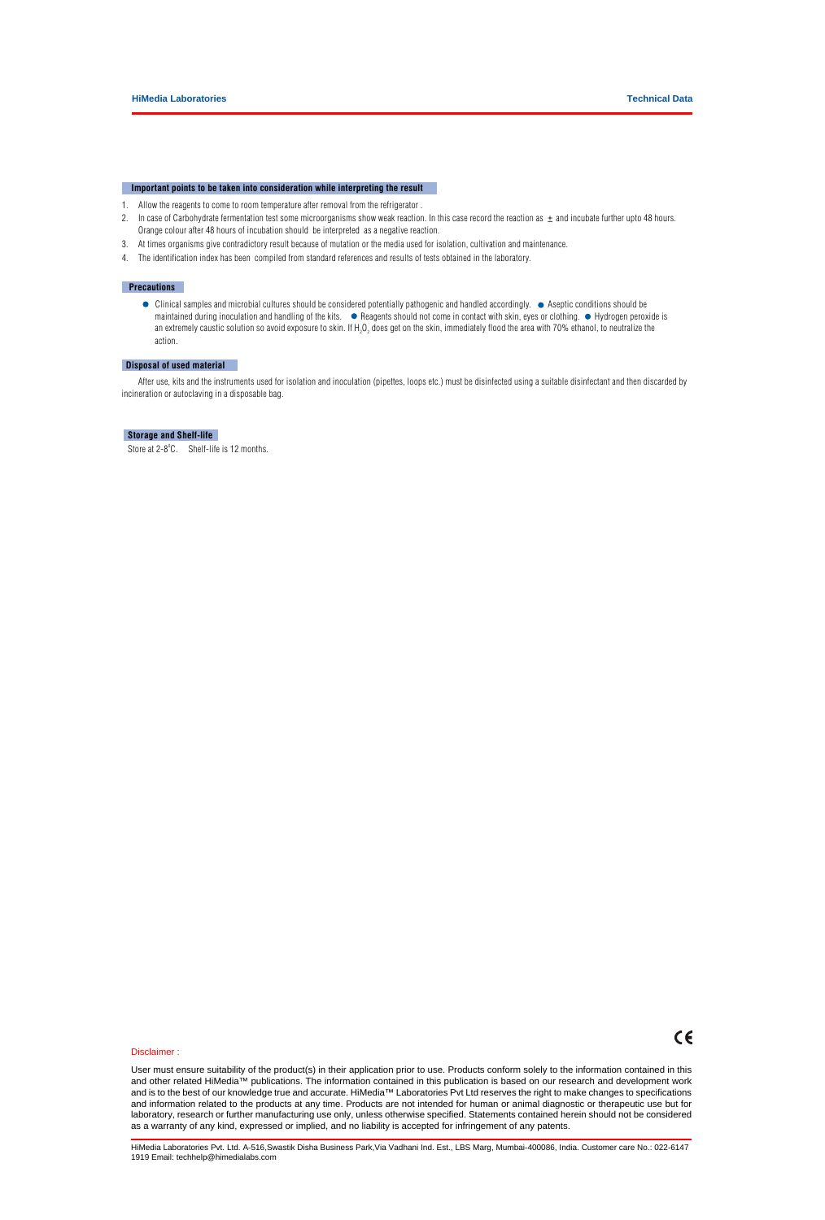## Important points to be taken into consideration while interpreting the result

1. Allow the reagents to come to room temperature after removal from the refrigerator .
2. In case of Carbohydrate fermentation test some microorganisms show weak reaction. In this case record the reaction as ± and incubate further upto 48 hours. Orange colour after 48 hours of incubation should be interpreted as a negative reaction.
3. At times organisms give contradictory result because of mutation or the media used for isolation, cultivation and maintenance.
4. The identification index has been compiled from standard references and results of tests obtained in the laboratory.

## Precautions

- Clinical samples and microbial cultures should be considered potentially pathogenic and handled accordingly.
- Aseptic conditions should be maintained during inoculation and handling of the kits.
- Reagents should not come in contact with skin, eyes or clothing.
- Hydrogen peroxide is an extremely caustic solution so avoid exposure to skin. If $H_2O_2$ does get on the skin, immediately flood the area with 70% ethanol, to neutralize the action.

## Disposal of used material

After use, kits and the instruments used for isolation and inoculation (pipettes, loops etc.) must be disinfected using a suitable disinfectant and then discarded by incineration or autoclaving in a disposable bag.

## Storage and Shelf-life

Store at 2-8°C. Shelf-life is 12 months.

CE

Disclaimer :

User must ensure suitability of the product(s) in their application prior to use. Products conform solely to the information contained in this and other related HiMedia™ publications. The information contained in this publication is based on our research and development work and is to the best of our knowledge true and accurate. HiMedia™ Laboratories Pvt Ltd reserves the right to make changes to specifications and information related to the products at any time. Products are not intended for human or animal diagnostic or therapeutic use but for laboratory, research or further manufacturing use only, unless otherwise specified. Statements contained herein should not be considered as a warranty of any kind, expressed or implied, and no liability is accepted for infringement of any patents.

HiMedia Laboratories Pvt. Ltd. A-516,Swastik Disha Business Park,Via Vadhani Ind. Est., LBS Marg, Mumbai-400086, India. Customer care No.: 022-6147 1919 Email: techhelp@himedialabs.com